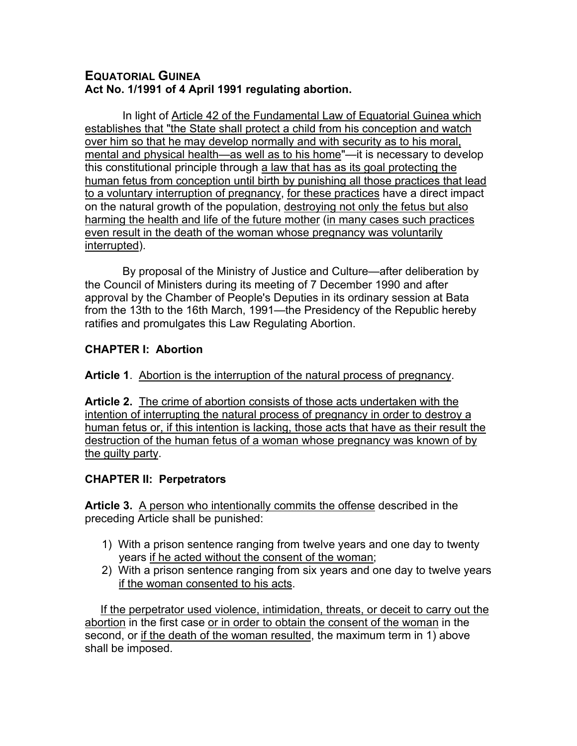# EQUATORIAL GUINEA
## Act No. 1/1991 of 4 April 1991 regulating abortion.

In light of Article 42 of the Fundamental Law of Equatorial Guinea which establishes that "the State shall protect a child from his conception and watch over him so that he may develop normally and with security as to his moral, mental and physical health—as well as to his home"—it is necessary to develop this constitutional principle through a law that has as its goal protecting the human fetus from conception until birth by punishing all those practices that lead to a voluntary interruption of pregnancy, for these practices have a direct impact on the natural growth of the population, destroying not only the fetus but also harming the health and life of the future mother (in many cases such practices even result in the death of the woman whose pregnancy was voluntarily interrupted).

By proposal of the Ministry of Justice and Culture—after deliberation by the Council of Ministers during its meeting of 7 December 1990 and after approval by the Chamber of People's Deputies in its ordinary session at Bata from the 13th to the 16th March, 1991—the Presidency of the Republic hereby ratifies and promulgates this Law Regulating Abortion.

### CHAPTER I: Abortion

**Article 1**. Abortion is the interruption of the natural process of pregnancy.

**Article 2.** The crime of abortion consists of those acts undertaken with the intention of interrupting the natural process of pregnancy in order to destroy a human fetus or, if this intention is lacking, those acts that have as their result the destruction of the human fetus of a woman whose pregnancy was known of by the guilty party.

### CHAPTER II: Perpetrators

**Article 3.** A person who intentionally commits the offense described in the preceding Article shall be punished:

1) With a prison sentence ranging from twelve years and one day to twenty years if he acted without the consent of the woman;
2) With a prison sentence ranging from six years and one day to twelve years if the woman consented to his acts.

If the perpetrator used violence, intimidation, threats, or deceit to carry out the abortion in the first case or in order to obtain the consent of the woman in the second, or if the death of the woman resulted, the maximum term in 1) above shall be imposed.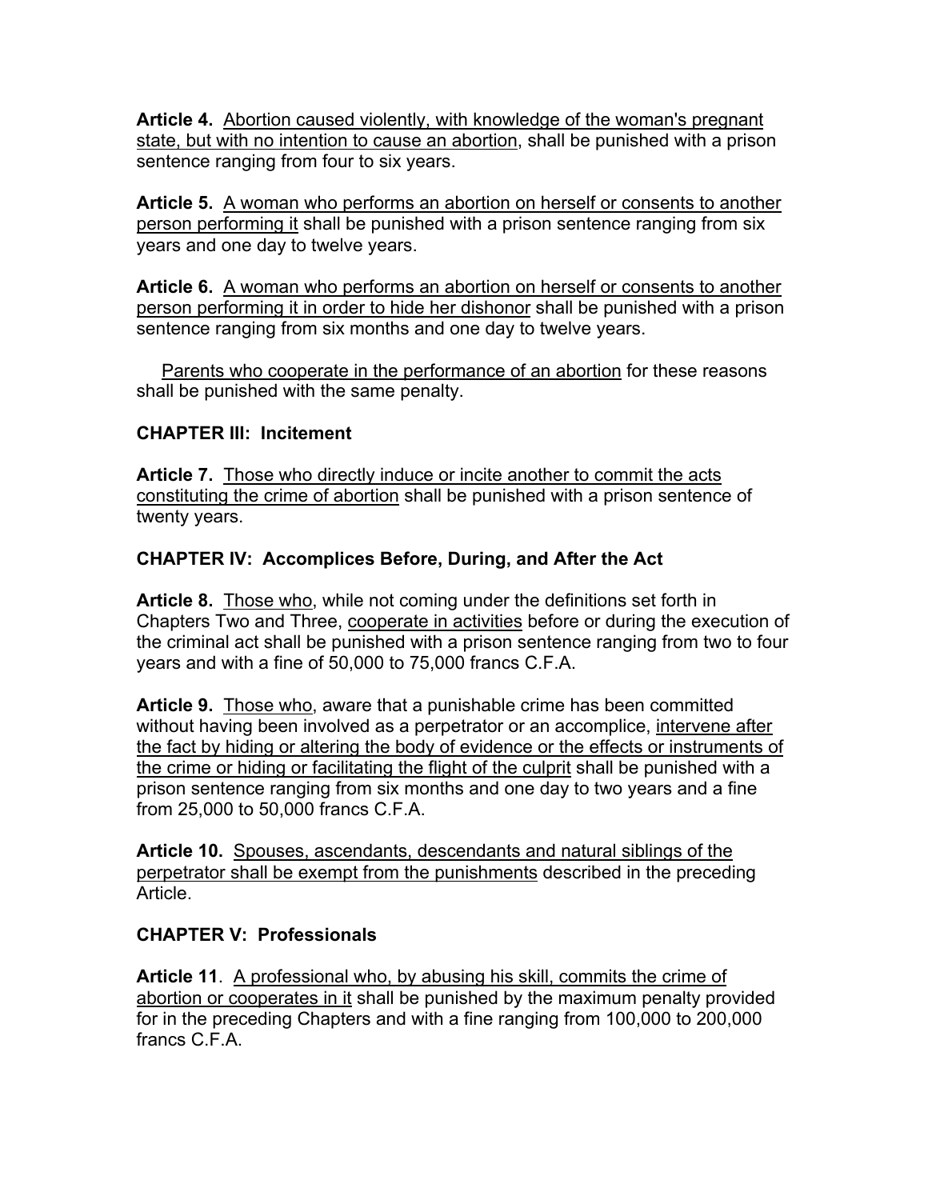**Article 4.** <u>Abortion caused violently, with knowledge of the woman's pregnant state, but with no intention to cause an abortion</u>, shall be punished with a prison sentence ranging from four to six years.

**Article 5.** <u>A woman who performs an abortion on herself or consents to another person performing it</u> shall be punished with a prison sentence ranging from six years and one day to twelve years.

**Article 6.** <u>A woman who performs an abortion on herself or consents to another person performing it in order to hide her dishonor</u> shall be punished with a prison sentence ranging from six months and one day to twelve years.

<u>Parents who cooperate in the performance of an abortion</u> for these reasons shall be punished with the same penalty.

### CHAPTER III: Incitement

**Article 7.** <u>Those who directly induce or incite another to commit the acts constituting the crime of abortion</u> shall be punished with a prison sentence of twenty years.

### CHAPTER IV: Accomplices Before, During, and After the Act

**Article 8.** <u>Those who</u>, while not coming under the definitions set forth in Chapters Two and Three, <u>cooperate in activities</u> before or during the execution of the criminal act shall be punished with a prison sentence ranging from two to four years and with a fine of 50,000 to 75,000 francs C.F.A.

**Article 9.** <u>Those who</u>, aware that a punishable crime has been committed without having been involved as a perpetrator or an accomplice, <u>intervene after the fact by hiding or altering the body of evidence or the effects or instruments of the crime or hiding or facilitating the flight of the culprit</u> shall be punished with a prison sentence ranging from six months and one day to two years and a fine from 25,000 to 50,000 francs C.F.A.

**Article 10.** <u>Spouses, ascendants, descendants and natural siblings of the perpetrator shall be exempt from the punishments</u> described in the preceding Article.

### CHAPTER V: Professionals

**Article 11**. <u>A professional who, by abusing his skill, commits the crime of abortion or cooperates in it</u> shall be punished by the maximum penalty provided for in the preceding Chapters and with a fine ranging from 100,000 to 200,000 francs C.F.A.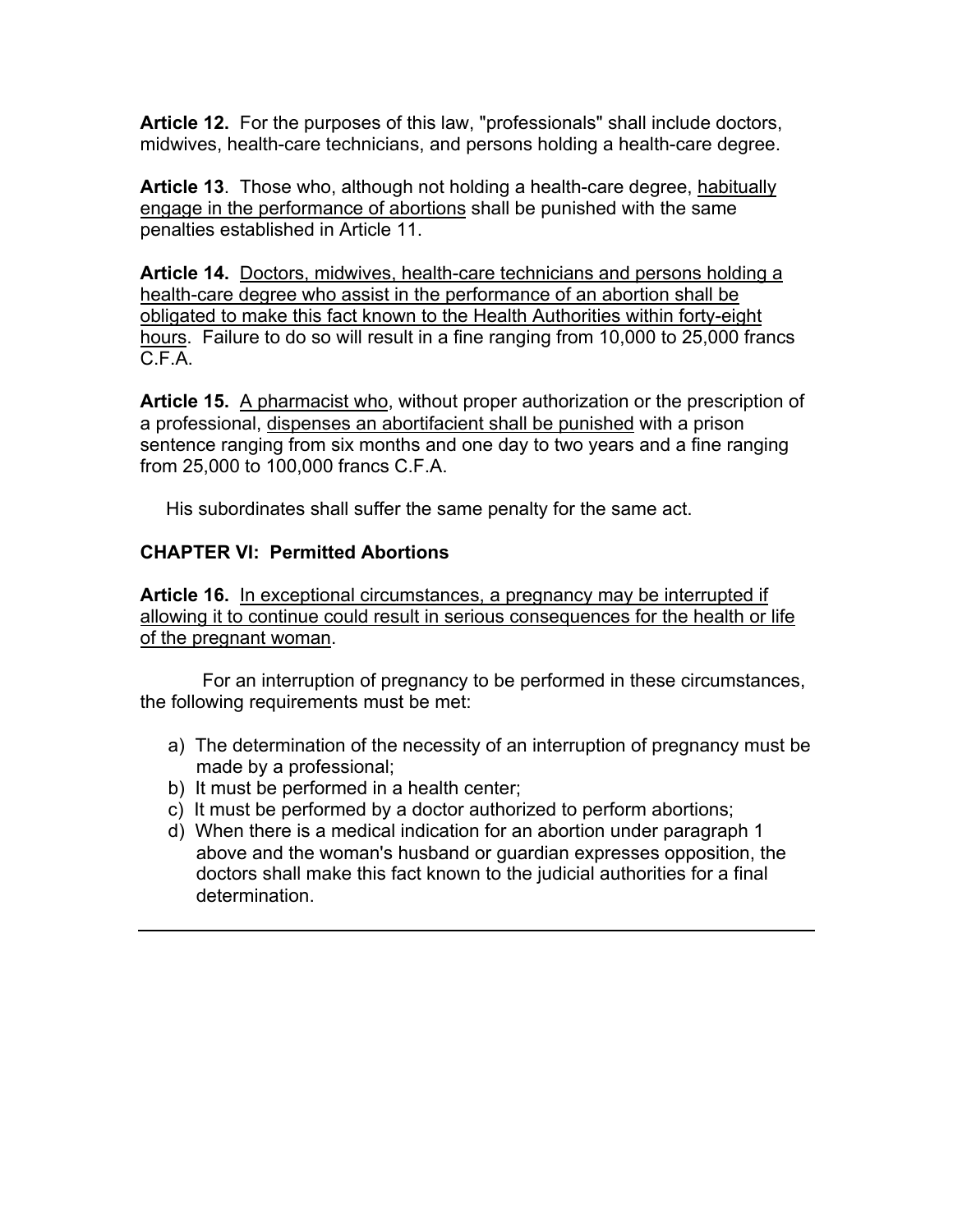**Article 12.** For the purposes of this law, "professionals" shall include doctors, midwives, health-care technicians, and persons holding a health-care degree.

**Article 13**. Those who, although not holding a health-care degree, habitually engage in the performance of abortions shall be punished with the same penalties established in Article 11.

**Article 14.** Doctors, midwives, health-care technicians and persons holding a health-care degree who assist in the performance of an abortion shall be obligated to make this fact known to the Health Authorities within forty-eight hours. Failure to do so will result in a fine ranging from 10,000 to 25,000 francs C.F.A.

**Article 15.** A pharmacist who, without proper authorization or the prescription of a professional, dispenses an abortifacient shall be punished with a prison sentence ranging from six months and one day to two years and a fine ranging from 25,000 to 100,000 francs C.F.A.

His subordinates shall suffer the same penalty for the same act.

### CHAPTER VI: Permitted Abortions

**Article 16.** In exceptional circumstances, a pregnancy may be interrupted if allowing it to continue could result in serious consequences for the health or life of the pregnant woman.

For an interruption of pregnancy to be performed in these circumstances, the following requirements must be met:

a) The determination of the necessity of an interruption of pregnancy must be made by a professional;
b) It must be performed in a health center;
c) It must be performed by a doctor authorized to perform abortions;
d) When there is a medical indication for an abortion under paragraph 1 above and the woman's husband or guardian expresses opposition, the doctors shall make this fact known to the judicial authorities for a final determination.